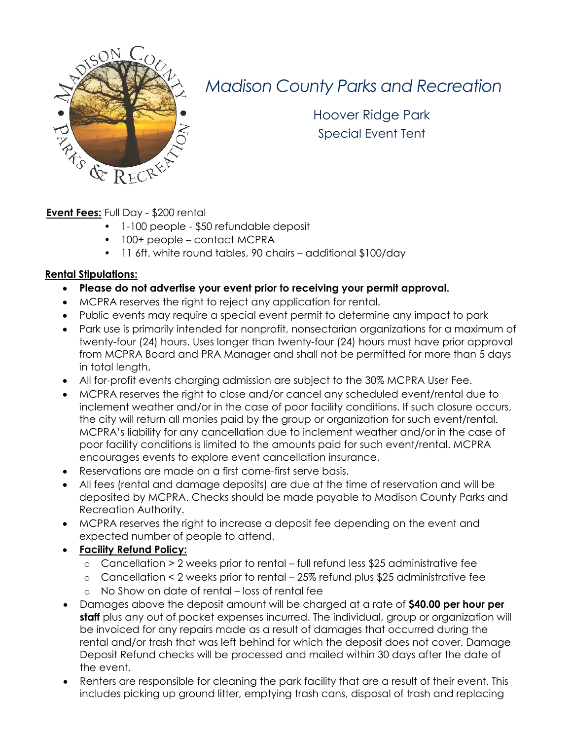# *Madison County Parks and Recreation*

## Hoover Ridge Park
## Special Event Tent

**Event Fees:** Full Day - $200 rental

- 1-100 people - $50 refundable deposit
- 100+ people – contact MCPRA
- 11 6ft. white round tables, 90 chairs – additional $100/day

**Rental Stipulations:**

- **Please do not advertise your event prior to receiving your permit approval.**
- MCPRA reserves the right to reject any application for rental.
- Public events may require a special event permit to determine any impact to park
- Park use is primarily intended for nonprofit, nonsectarian organizations for a maximum of twenty-four (24) hours. Uses longer than twenty-four (24) hours must have prior approval from MCPRA Board and PRA Manager and shall not be permitted for more than 5 days in total length.
- All for-profit events charging admission are subject to the 30% MCPRA User Fee.
- MCPRA reserves the right to close and/or cancel any scheduled event/rental due to inclement weather and/or in the case of poor facility conditions. If such closure occurs, the city will return all monies paid by the group or organization for such event/rental. MCPRA's liability for any cancellation due to inclement weather and/or in the case of poor facility conditions is limited to the amounts paid for such event/rental. MCPRA encourages events to explore event cancellation insurance.
- Reservations are made on a first come-first serve basis.
- All fees (rental and damage deposits) are due at the time of reservation and will be deposited by MCPRA. Checks should be made payable to Madison County Parks and Recreation Authority.
- MCPRA reserves the right to increase a deposit fee depending on the event and expected number of people to attend.
- **Facility Refund Policy:**
  - Cancellation > 2 weeks prior to rental – full refund less $25 administrative fee
  - Cancellation < 2 weeks prior to rental – 25% refund plus $25 administrative fee
  - No Show on date of rental – loss of rental fee
- Damages above the deposit amount will be charged at a rate of **$40.00 per hour per staff** plus any out of pocket expenses incurred. The individual, group or organization will be invoiced for any repairs made as a result of damages that occurred during the rental and/or trash that was left behind for which the deposit does not cover. Damage Deposit Refund checks will be processed and mailed within 30 days after the date of the event.
- Renters are responsible for cleaning the park facility that are a result of their event. This includes picking up ground litter, emptying trash cans, disposal of trash and replacing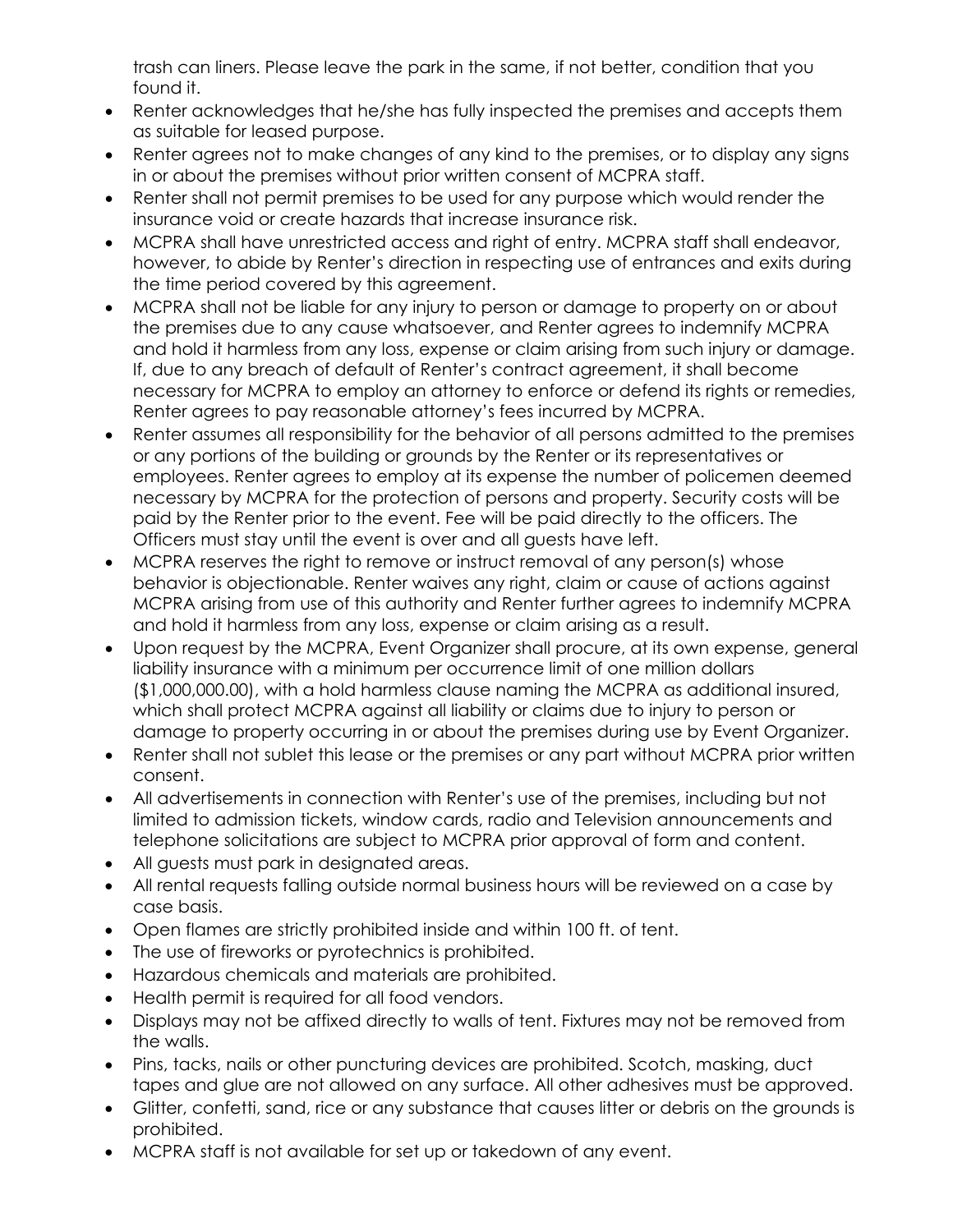trash can liners. Please leave the park in the same, if not better, condition that you found it.

- Renter acknowledges that he/she has fully inspected the premises and accepts them as suitable for leased purpose.
- Renter agrees not to make changes of any kind to the premises, or to display any signs in or about the premises without prior written consent of MCPRA staff.
- Renter shall not permit premises to be used for any purpose which would render the insurance void or create hazards that increase insurance risk.
- MCPRA shall have unrestricted access and right of entry. MCPRA staff shall endeavor, however, to abide by Renter's direction in respecting use of entrances and exits during the time period covered by this agreement.
- MCPRA shall not be liable for any injury to person or damage to property on or about the premises due to any cause whatsoever, and Renter agrees to indemnify MCPRA and hold it harmless from any loss, expense or claim arising from such injury or damage. If, due to any breach of default of Renter's contract agreement, it shall become necessary for MCPRA to employ an attorney to enforce or defend its rights or remedies, Renter agrees to pay reasonable attorney's fees incurred by MCPRA.
- Renter assumes all responsibility for the behavior of all persons admitted to the premises or any portions of the building or grounds by the Renter or its representatives or employees. Renter agrees to employ at its expense the number of policemen deemed necessary by MCPRA for the protection of persons and property. Security costs will be paid by the Renter prior to the event. Fee will be paid directly to the officers. The Officers must stay until the event is over and all guests have left.
- MCPRA reserves the right to remove or instruct removal of any person(s) whose behavior is objectionable. Renter waives any right, claim or cause of actions against MCPRA arising from use of this authority and Renter further agrees to indemnify MCPRA and hold it harmless from any loss, expense or claim arising as a result.
- Upon request by the MCPRA, Event Organizer shall procure, at its own expense, general liability insurance with a minimum per occurrence limit of one million dollars ($1,000,000.00), with a hold harmless clause naming the MCPRA as additional insured, which shall protect MCPRA against all liability or claims due to injury to person or damage to property occurring in or about the premises during use by Event Organizer.
- Renter shall not sublet this lease or the premises or any part without MCPRA prior written consent.
- All advertisements in connection with Renter's use of the premises, including but not limited to admission tickets, window cards, radio and Television announcements and telephone solicitations are subject to MCPRA prior approval of form and content.
- All guests must park in designated areas.
- All rental requests falling outside normal business hours will be reviewed on a case by case basis.
- Open flames are strictly prohibited inside and within 100 ft. of tent.
- The use of fireworks or pyrotechnics is prohibited.
- Hazardous chemicals and materials are prohibited.
- Health permit is required for all food vendors.
- Displays may not be affixed directly to walls of tent. Fixtures may not be removed from the walls.
- Pins, tacks, nails or other puncturing devices are prohibited. Scotch, masking, duct tapes and glue are not allowed on any surface. All other adhesives must be approved.
- Glitter, confetti, sand, rice or any substance that causes litter or debris on the grounds is prohibited.
- MCPRA staff is not available for set up or takedown of any event.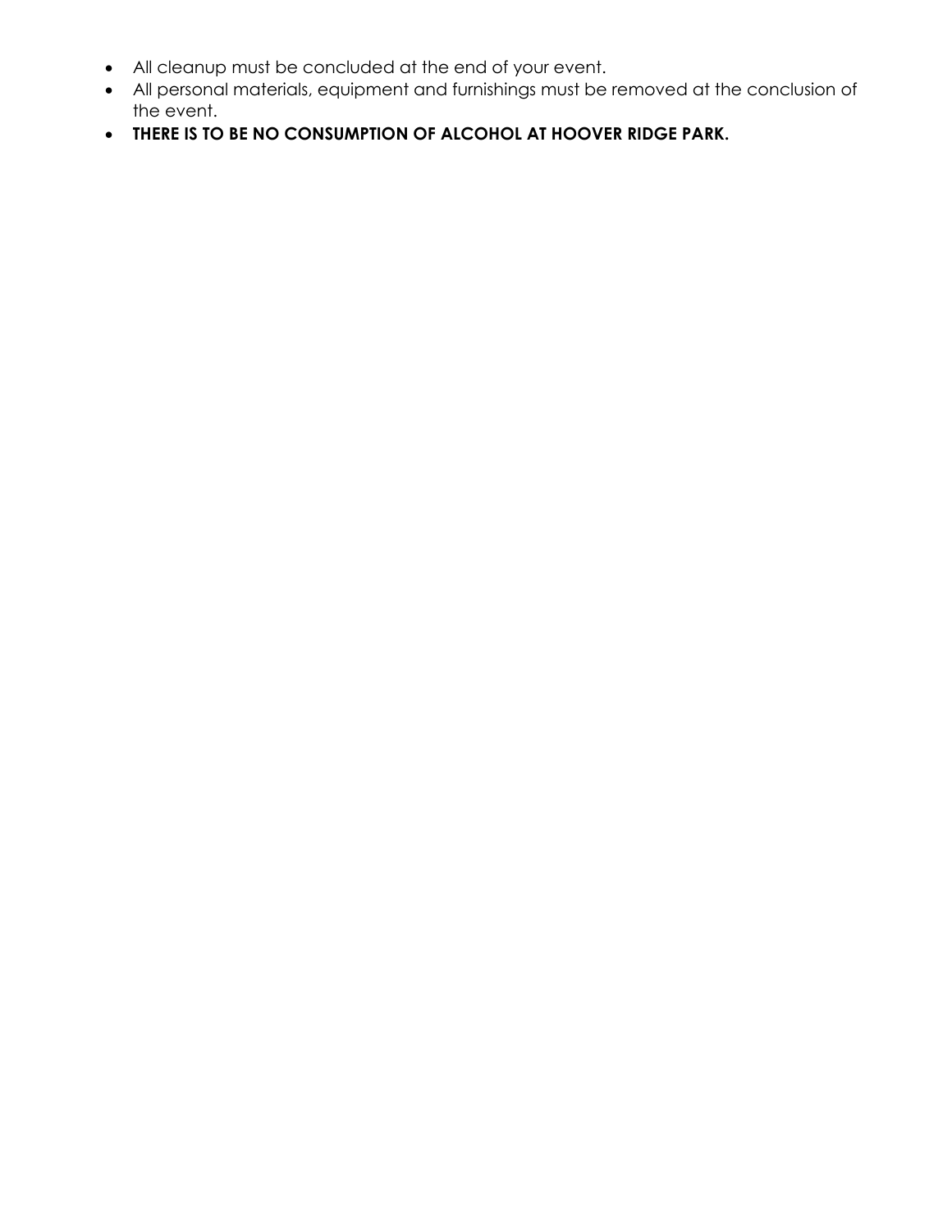- All cleanup must be concluded at the end of your event.
- All personal materials, equipment and furnishings must be removed at the conclusion of the event.
- **THERE IS TO BE NO CONSUMPTION OF ALCOHOL AT HOOVER RIDGE PARK.**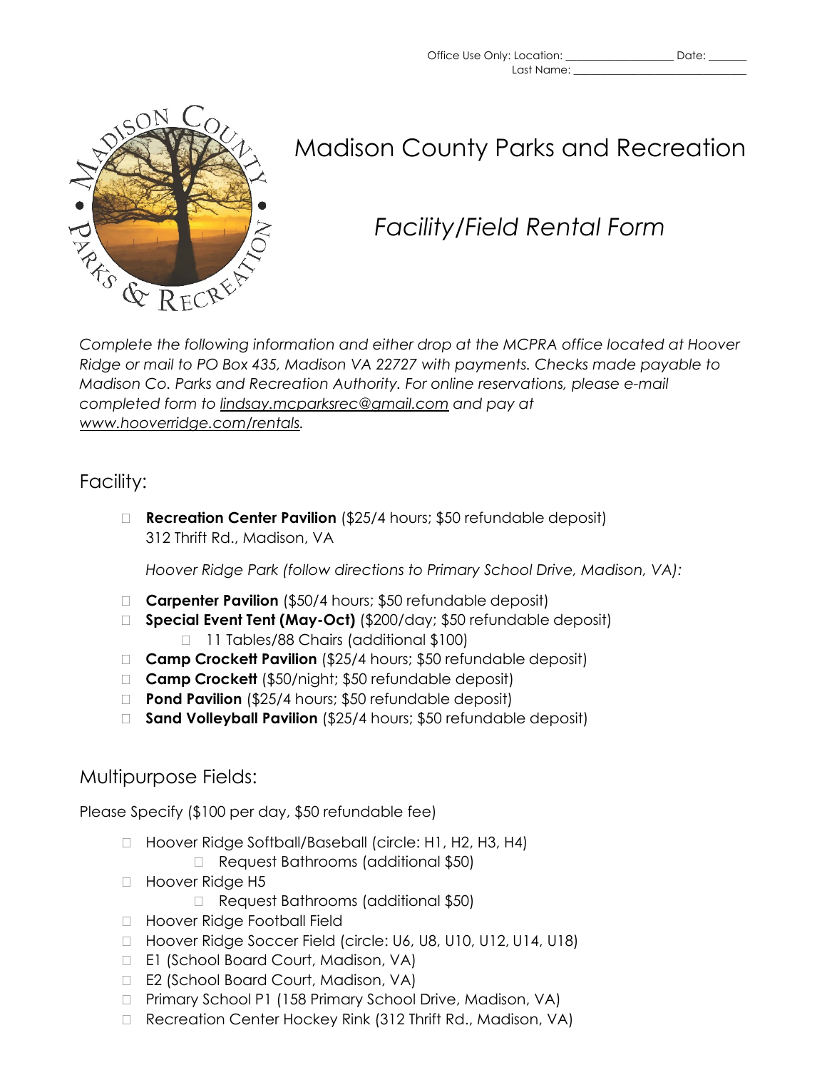Office Use Only: Location: ___________________ Date: _______
Last Name: ______________________________

# Madison County Parks and Recreation

## *Facility/Field Rental Form*

*Complete the following information and either drop at the MCPRA office located at Hoover Ridge or mail to PO Box 435, Madison VA 22727 with payments. Checks made payable to Madison Co. Parks and Recreation Authority. For online reservations, please e-mail completed form to lindsay.mcparksrec@gmail.com and pay at www.hooverridge.com/rentals.*

## Facility:

- ☐ **Recreation Center Pavilion** ($25/4 hours; $50 refundable deposit)
  312 Thrift Rd., Madison, VA

  *Hoover Ridge Park (follow directions to Primary School Drive, Madison, VA):*

- ☐ **Carpenter Pavilion** ($50/4 hours; $50 refundable deposit)
- ☐ **Special Event Tent (May-Oct)** ($200/day; $50 refundable deposit)
  - ☐ 11 Tables/88 Chairs (additional $100)
- ☐ **Camp Crockett Pavilion** ($25/4 hours; $50 refundable deposit)
- ☐ **Camp Crockett** ($50/night; $50 refundable deposit)
- ☐ **Pond Pavilion** ($25/4 hours; $50 refundable deposit)
- ☐ **Sand Volleyball Pavilion** ($25/4 hours; $50 refundable deposit)

## Multipurpose Fields:

Please Specify ($100 per day, $50 refundable fee)

- ☐ Hoover Ridge Softball/Baseball (circle: H1, H2, H3, H4)
  - ☐ Request Bathrooms (additional $50)
- ☐ Hoover Ridge H5
  - ☐ Request Bathrooms (additional $50)
- ☐ Hoover Ridge Football Field
- ☐ Hoover Ridge Soccer Field (circle: U6, U8, U10, U12, U14, U18)
- ☐ E1 (School Board Court, Madison, VA)
- ☐ E2 (School Board Court, Madison, VA)
- ☐ Primary School P1 (158 Primary School Drive, Madison, VA)
- ☐ Recreation Center Hockey Rink (312 Thrift Rd., Madison, VA)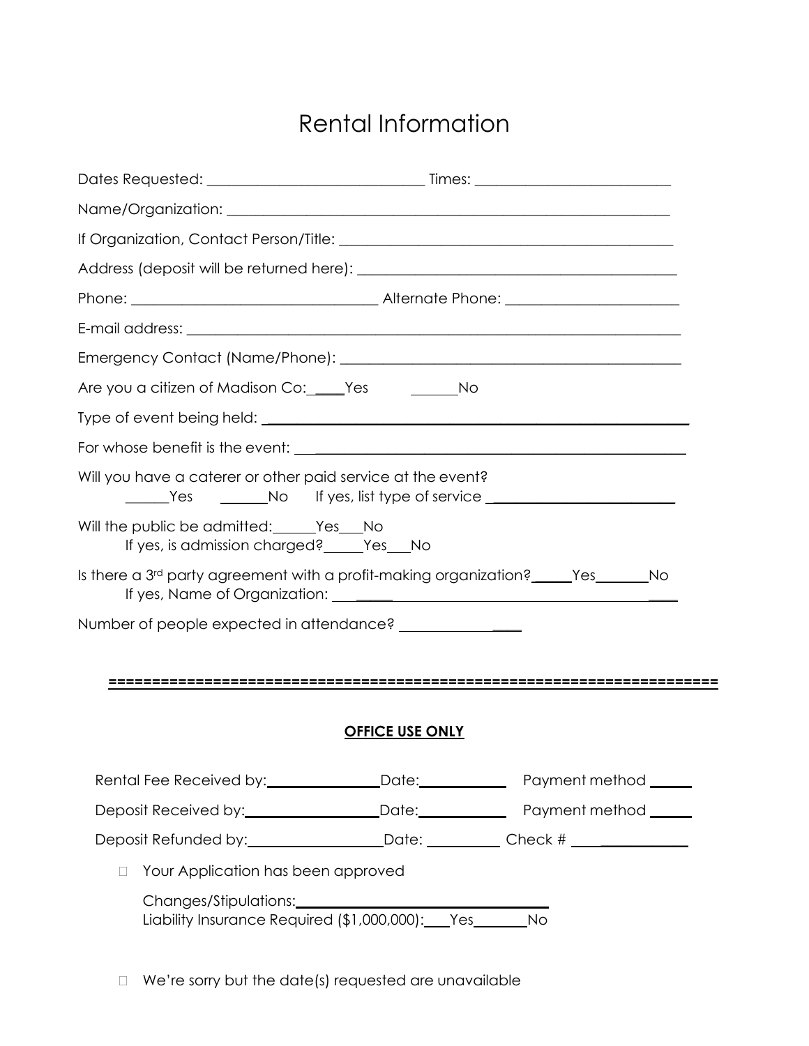# Rental Information

Dates Requested: ______________________________ Times: __________________________

Name/Organization: ______________________________________________________________

If Organization, Contact Person/Title: ___________________________________________

Address (deposit will be returned here): __________________________________________

Phone: _________________________________ Alternate Phone: ______________________

E-mail address: __________________________________________________________________

Emergency Contact (Name/Phone): _________________________________________________

Are you a citizen of Madison Co: ____Yes ______No

Type of event being held: ______________________________________________________

For whose benefit is the event: _________________________________________________

Will you have a caterer or other paid service at the event?
______Yes ______No If yes, list type of service ________________________

Will the public be admitted:______Yes___No
If yes, is admission charged?_____Yes___No

Is there a 3rd party agreement with a profit-making organization?_____Yes_______No
If yes, Name of Organization: ___________________________________________________

Number of people expected in attendance? _________________

====================================================================

**OFFICE USE ONLY**

Rental Fee Received by:_______________Date:___________ Payment method _____

Deposit Received by:_________________Date:___________ Payment method _____

Deposit Refunded by:_________________Date: _________ Check # ____________

- ☐ Your Application has been approved

  Changes/Stipulations:________________________________
  Liability Insurance Required ($1,000,000):___Yes_______No

- ☐ We're sorry but the date(s) requested are unavailable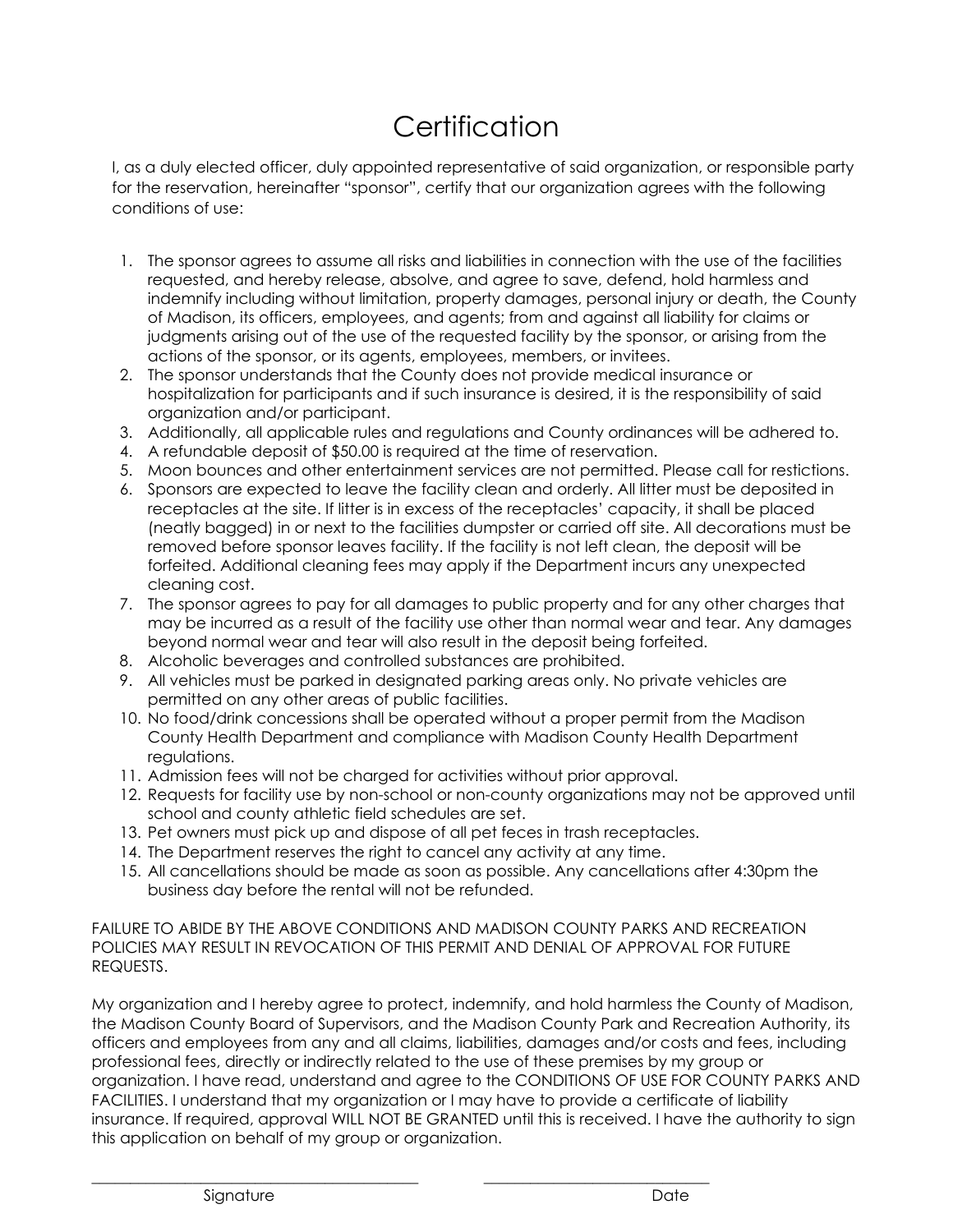# Certification

I, as a duly elected officer, duly appointed representative of said organization, or responsible party for the reservation, hereinafter "sponsor", certify that our organization agrees with the following conditions of use:

1. The sponsor agrees to assume all risks and liabilities in connection with the use of the facilities requested, and hereby release, absolve, and agree to save, defend, hold harmless and indemnify including without limitation, property damages, personal injury or death, the County of Madison, its officers, employees, and agents; from and against all liability for claims or judgments arising out of the use of the requested facility by the sponsor, or arising from the actions of the sponsor, or its agents, employees, members, or invitees.
2. The sponsor understands that the County does not provide medical insurance or hospitalization for participants and if such insurance is desired, it is the responsibility of said organization and/or participant.
3. Additionally, all applicable rules and regulations and County ordinances will be adhered to.
4. A refundable deposit of $50.00 is required at the time of reservation.
5. Moon bounces and other entertainment services are not permitted. Please call for restictions.
6. Sponsors are expected to leave the facility clean and orderly. All litter must be deposited in receptacles at the site. If litter is in excess of the receptacles' capacity, it shall be placed (neatly bagged) in or next to the facilities dumpster or carried off site. All decorations must be removed before sponsor leaves facility. If the facility is not left clean, the deposit will be forfeited. Additional cleaning fees may apply if the Department incurs any unexpected cleaning cost.
7. The sponsor agrees to pay for all damages to public property and for any other charges that may be incurred as a result of the facility use other than normal wear and tear. Any damages beyond normal wear and tear will also result in the deposit being forfeited.
8. Alcoholic beverages and controlled substances are prohibited.
9. All vehicles must be parked in designated parking areas only. No private vehicles are permitted on any other areas of public facilities.
10. No food/drink concessions shall be operated without a proper permit from the Madison County Health Department and compliance with Madison County Health Department regulations.
11. Admission fees will not be charged for activities without prior approval.
12. Requests for facility use by non-school or non-county organizations may not be approved until school and county athletic field schedules are set.
13. Pet owners must pick up and dispose of all pet feces in trash receptacles.
14. The Department reserves the right to cancel any activity at any time.
15. All cancellations should be made as soon as possible. Any cancellations after 4:30pm the business day before the rental will not be refunded.

FAILURE TO ABIDE BY THE ABOVE CONDITIONS AND MADISON COUNTY PARKS AND RECREATION POLICIES MAY RESULT IN REVOCATION OF THIS PERMIT AND DENIAL OF APPROVAL FOR FUTURE REQUESTS.

My organization and I hereby agree to protect, indemnify, and hold harmless the County of Madison, the Madison County Board of Supervisors, and the Madison County Park and Recreation Authority, its officers and employees from any and all claims, liabilities, damages and/or costs and fees, including professional fees, directly or indirectly related to the use of these premises by my group or organization. I have read, understand and agree to the CONDITIONS OF USE FOR COUNTY PARKS AND FACILITIES. I understand that my organization or I may have to provide a certificate of liability insurance. If required, approval WILL NOT BE GRANTED until this is received. I have the authority to sign this application on behalf of my group or organization.

\_\_\_\_\_\_\_\_\_\_\_\_\_\_\_\_\_\_\_\_\_\_\_\_\_\_\_\_\_\_\_\_\_\_\_\_\_\_ \_\_\_\_\_\_\_\_\_\_\_\_\_\_\_\_\_\_\_\_\_\_\_\_\_\_\_\_

Signature Date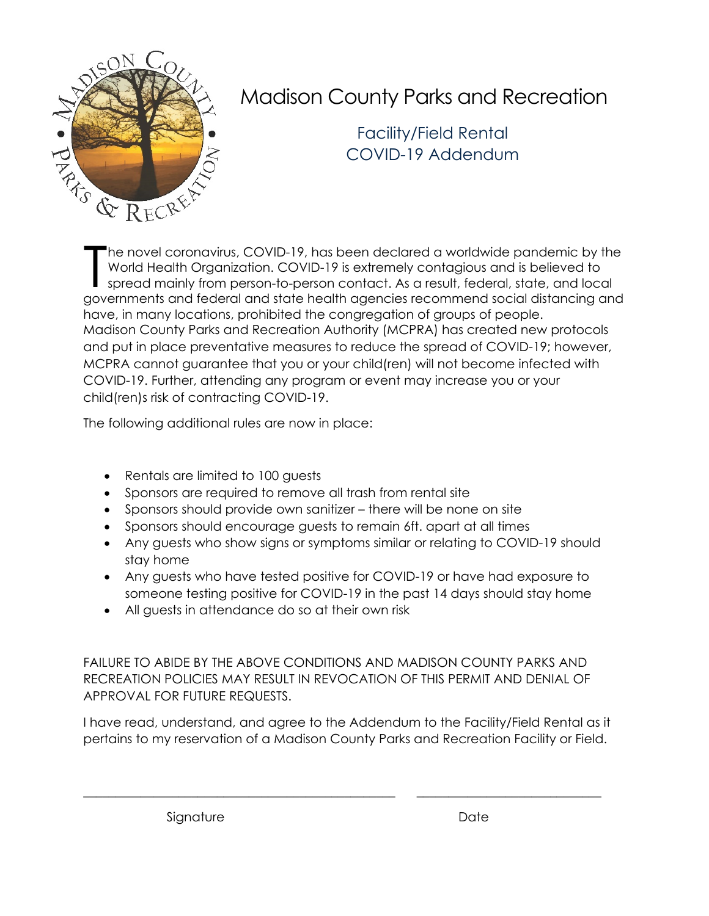# Madison County Parks and Recreation

## Facility/Field Rental
## COVID-19 Addendum

The novel coronavirus, COVID-19, has been declared a worldwide pandemic by the World Health Organization. COVID-19 is extremely contagious and is believed to spread mainly from person-to-person contact. As a result, federal, state, and local governments and federal and state health agencies recommend social distancing and have, in many locations, prohibited the congregation of groups of people. Madison County Parks and Recreation Authority (MCPRA) has created new protocols and put in place preventative measures to reduce the spread of COVID-19; however, MCPRA cannot guarantee that you or your child(ren) will not become infected with COVID-19. Further, attending any program or event may increase you or your child(ren)s risk of contracting COVID-19.

The following additional rules are now in place:

- Rentals are limited to 100 guests
- Sponsors are required to remove all trash from rental site
- Sponsors should provide own sanitizer – there will be none on site
- Sponsors should encourage guests to remain 6ft. apart at all times
- Any guests who show signs or symptoms similar or relating to COVID-19 should stay home
- Any guests who have tested positive for COVID-19 or have had exposure to someone testing positive for COVID-19 in the past 14 days should stay home
- All guests in attendance do so at their own risk

FAILURE TO ABIDE BY THE ABOVE CONDITIONS AND MADISON COUNTY PARKS AND RECREATION POLICIES MAY RESULT IN REVOCATION OF THIS PERMIT AND DENIAL OF APPROVAL FOR FUTURE REQUESTS.

I have read, understand, and agree to the Addendum to the Facility/Field Rental as it pertains to my reservation of a Madison County Parks and Recreation Facility or Field.

\_\_\_\_\_\_\_\_\_\_\_\_\_\_\_\_\_\_\_\_\_\_\_\_\_\_\_\_\_\_\_\_\_\_\_\_\_\_\_\_ \_\_\_\_\_\_\_\_\_\_\_\_\_\_\_\_\_\_\_\_\_\_\_\_\_

Signature Date